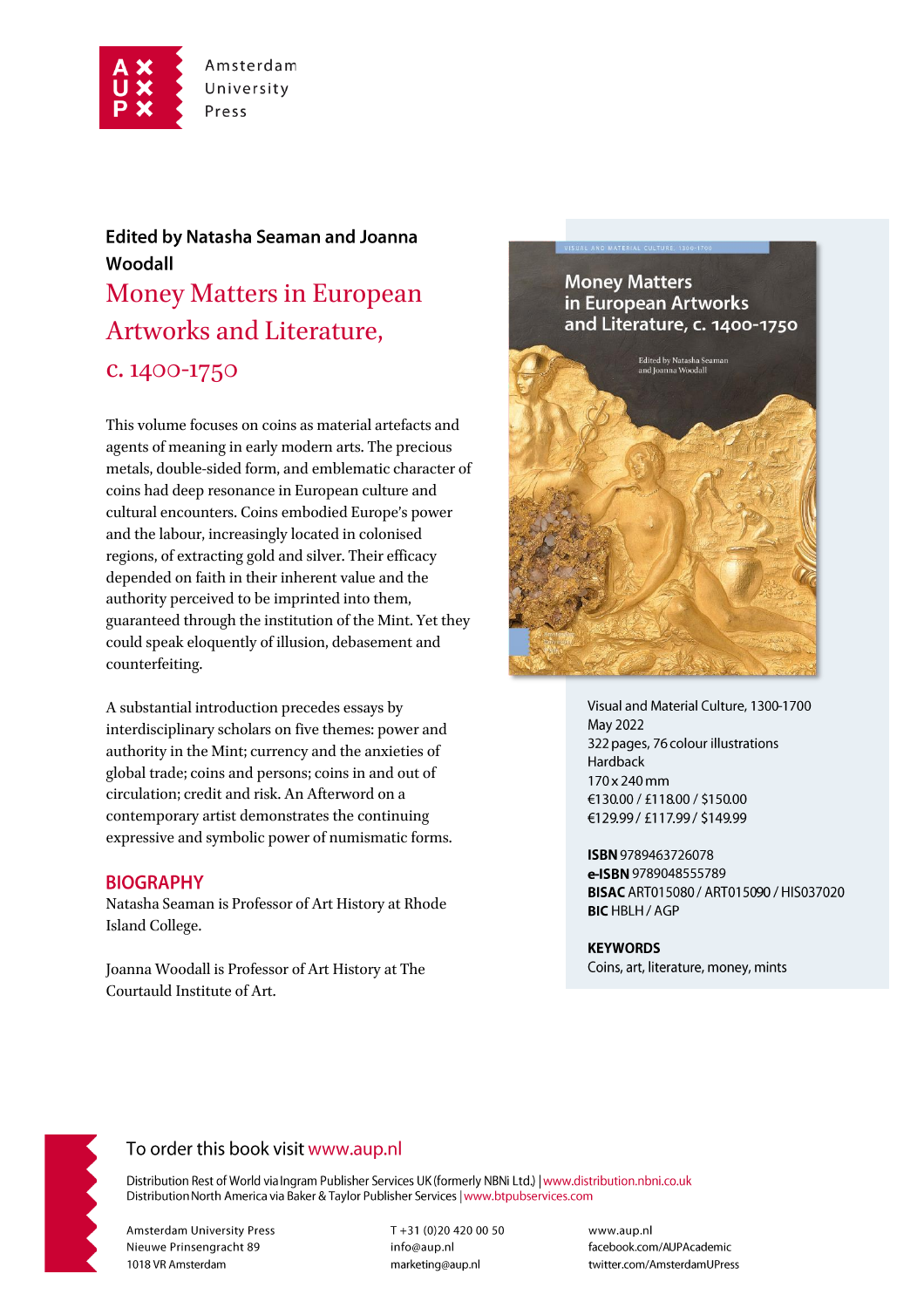Amsterdam University Press

**Edited by Natasha Seaman and Joanna Woodall**

# Money Matters in European Artworks and Literature, c. 1400-1750

This volume focuses on coins as material artefacts and agents of meaning in early modern arts. The precious metals, double-sided form, and emblematic character of coins had deep resonance in European culture and cultural encounters. Coins embodied Europe's power and the labour, increasingly located in colonised regions, of extracting gold and silver. Their efficacy depended on faith in their inherent value and the authority perceived to be imprinted into them, guaranteed through the institution of the Mint. Yet they could speak eloquently of illusion, debasement and counterfeiting.

A substantial introduction precedes essays by interdisciplinary scholars on five themes: power and authority in the Mint; currency and the anxieties of global trade; coins and persons; coins in and out of circulation; credit and risk. An Afterword on a contemporary artist demonstrates the continuing expressive and symbolic power of numismatic forms.

## BIOGRAPHY

Natasha Seaman is Professor of Art History at Rhode Island College.

Joanna Woodall is Professor of Art History at The Courtauld Institute of Art.

Visual and Material Culture, 1300-1700
May 2022
322 pages, 76 colour illustrations
Hardback
170 x 240 mm
€130.00 / £118.00 / $150.00
€129.99 / £117.99 / $149.99

**ISBN** 9789463726078
**e-ISBN** 9789048555789
**BISAC** ART015080 / ART015090 / HIS037020
**BIC** HBLH / AGP

**KEYWORDS**
Coins, art, literature, money, mints

To order this book visit www.aup.nl

Distribution Rest of World via Ingram Publisher Services UK (formerly NBNi Ltd.) | www.distribution.nbni.co.uk
Distribution North America via Baker & Taylor Publisher Services | www.btpubservices.com

Amsterdam University Press
Nieuwe Prinsengracht 89
1018 VR Amsterdam

T +31 (0)20 420 00 50
info@aup.nl
marketing@aup.nl

www.aup.nl
facebook.com/AUPAcademic
twitter.com/AmsterdamUPress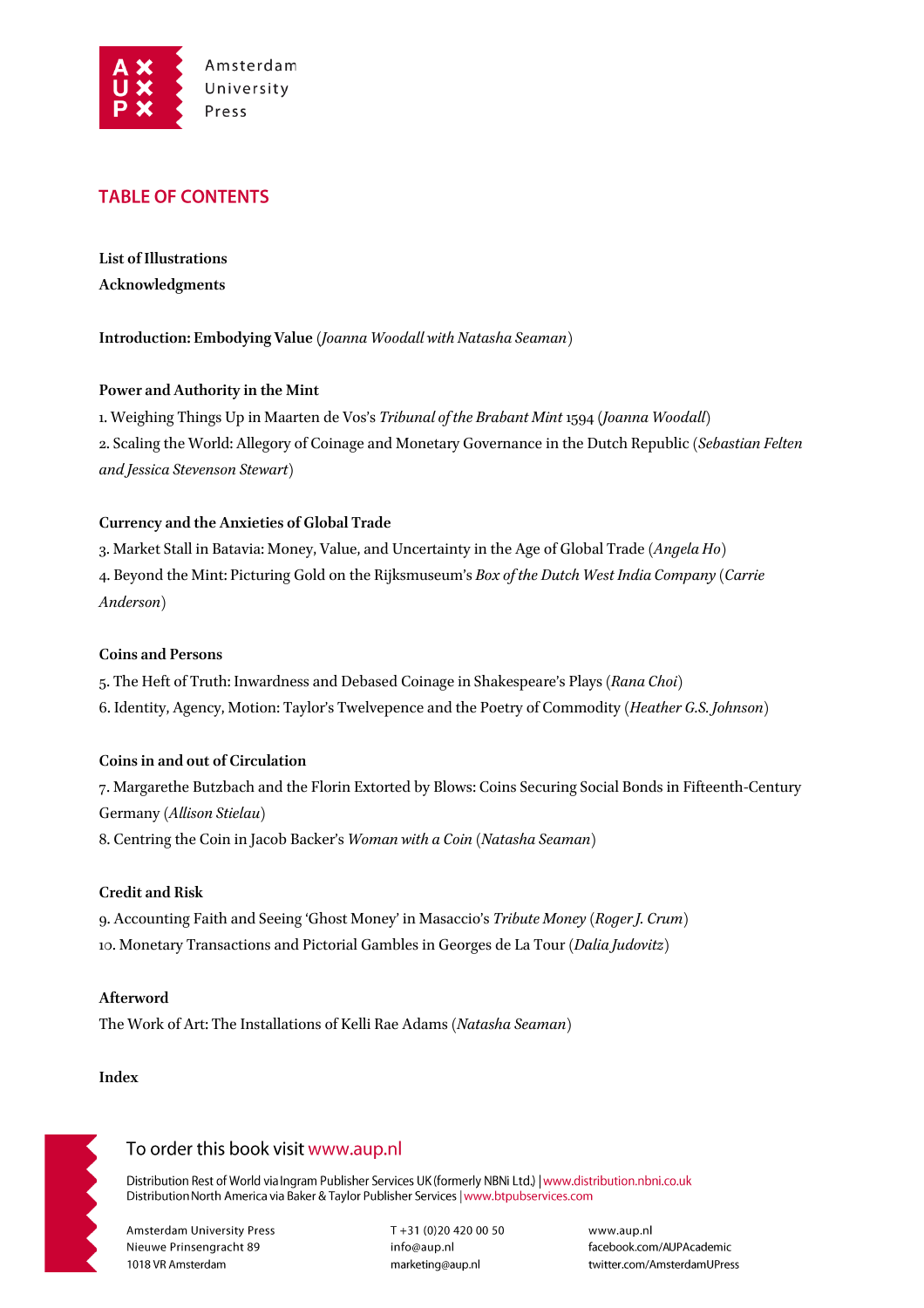Amsterdam University Press

## TABLE OF CONTENTS

**List of Illustrations**
**Acknowledgments**

**Introduction: Embodying Value** (*Joanna Woodall with Natasha Seaman*)

**Power and Authority in the Mint**
1. Weighing Things Up in Maarten de Vos's *Tribunal of the Brabant Mint* 1594 (*Joanna Woodall*)
2. Scaling the World: Allegory of Coinage and Monetary Governance in the Dutch Republic (*Sebastian Felten and Jessica Stevenson Stewart*)

**Currency and the Anxieties of Global Trade**
3. Market Stall in Batavia: Money, Value, and Uncertainty in the Age of Global Trade (*Angela Ho*)
4. Beyond the Mint: Picturing Gold on the Rijksmuseum's *Box of the Dutch West India Company* (*Carrie Anderson*)

**Coins and Persons**
5. The Heft of Truth: Inwardness and Debased Coinage in Shakespeare's Plays (*Rana Choi*)
6. Identity, Agency, Motion: Taylor's Twelvepence and the Poetry of Commodity (*Heather G.S. Johnson*)

**Coins in and out of Circulation**
7. Margarethe Butzbach and the Florin Extorted by Blows: Coins Securing Social Bonds in Fifteenth-Century Germany (*Allison Stielau*)
8. Centring the Coin in Jacob Backer's *Woman with a Coin* (*Natasha Seaman*)

**Credit and Risk**
9. Accounting Faith and Seeing 'Ghost Money' in Masaccio's *Tribute Money* (*Roger J. Crum*)
10. Monetary Transactions and Pictorial Gambles in Georges de La Tour (*Dalia Judovitz*)

**Afterword**
The Work of Art: The Installations of Kelli Rae Adams (*Natasha Seaman*)

**Index**

To order this book visit www.aup.nl

Distribution Rest of World via Ingram Publisher Services UK (formerly NBNi Ltd.) | www.distribution.nbni.co.uk
Distribution North America via Baker & Taylor Publisher Services | www.btpubservices.com

Amsterdam University Press
Nieuwe Prinsengracht 89
1018 VR Amsterdam

T +31 (0)20 420 00 50
info@aup.nl
marketing@aup.nl

www.aup.nl
facebook.com/AUPAcademic
twitter.com/AmsterdamUPress